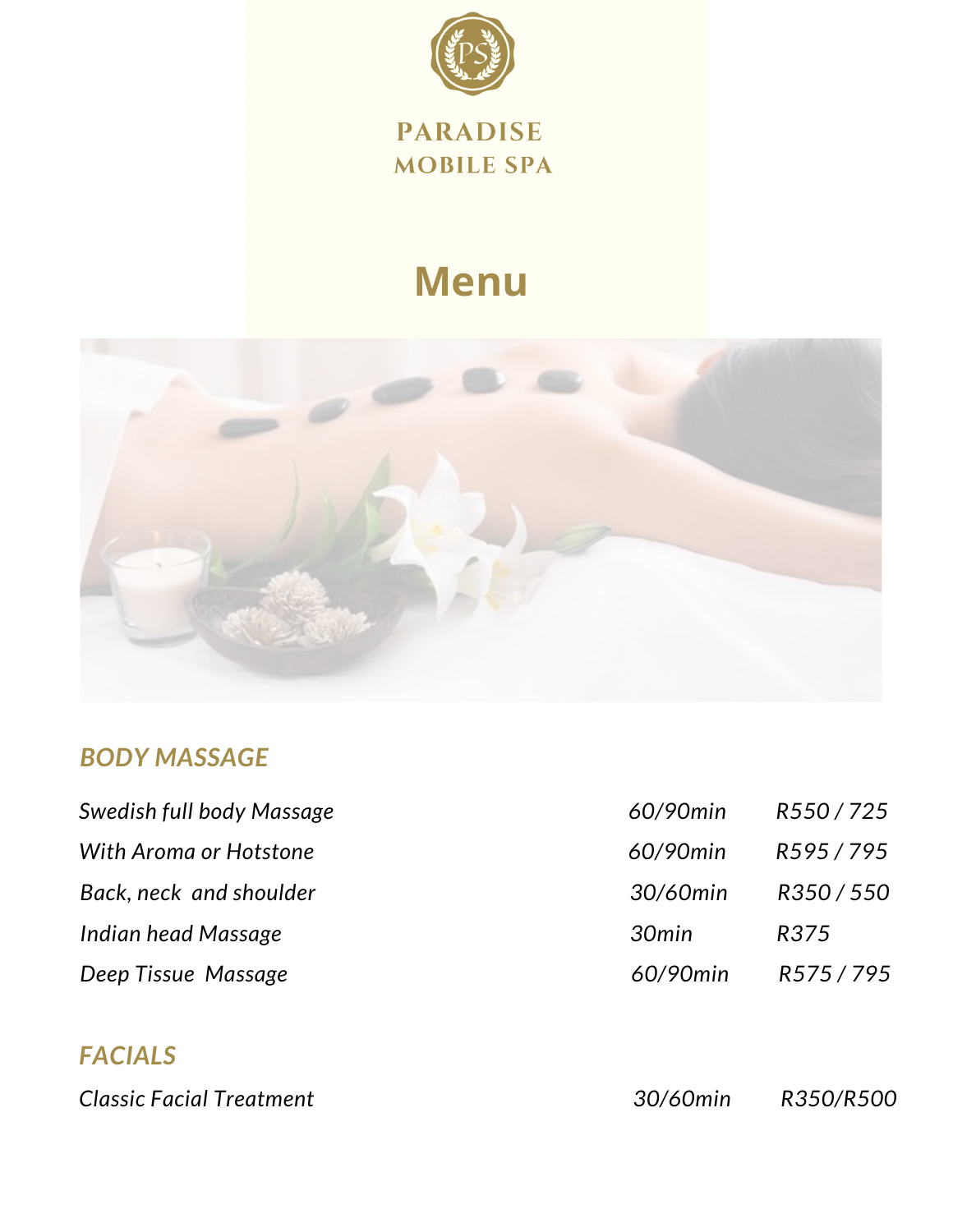# PARADISE MOBILE SPA

## Menu

### *BODY MASSAGE*

| | | |
|---|---|---|
| *Swedish full body Massage* | *60/90min* | *R550 / 725* |
| *With Aroma or Hotstone* | *60/90min* | *R595 / 795* |
| *Back, neck and shoulder* | *30/60min* | *R350 / 550* |
| *Indian head Massage* | *30min* | *R375* |
| *Deep Tissue Massage* | *60/90min* | *R575 / 795* |

### *FACIALS*

| | | |
|---|---|---|
| *Classic Facial Treatment* | *30/60min* | *R350/R500* |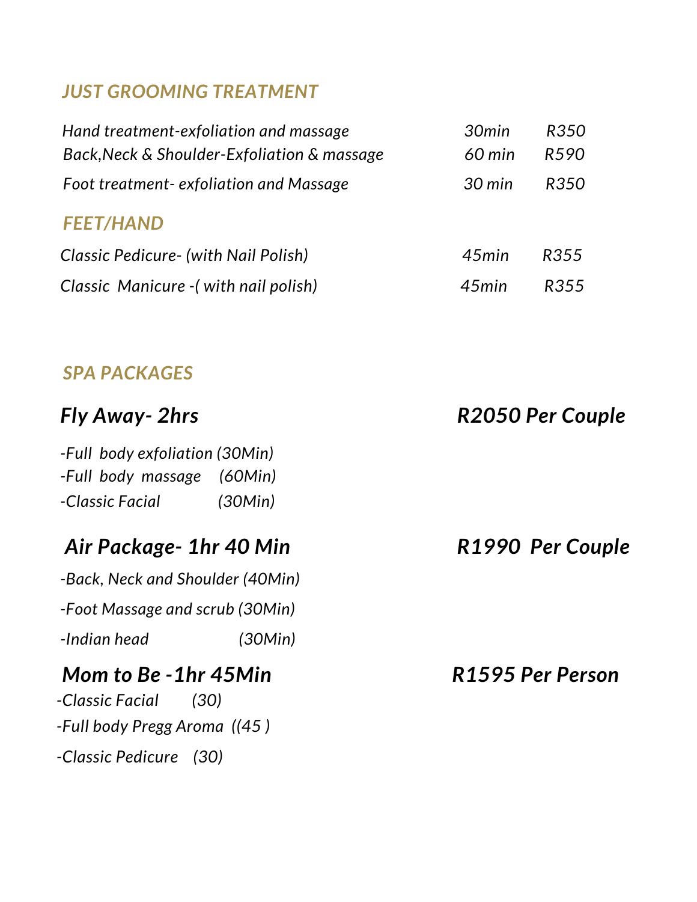## *JUST GROOMING TREATMENT*

| | | |
|---|---|---|
| *Hand treatment-exfoliation and massage* | *30min* | *R350* |
| *Back,Neck & Shoulder-Exfoliation & massage* | *60 min* | *R590* |
| *Foot treatment- exfoliation and Massage* | *30 min* | *R350* |

## *FEET/HAND*

| | | |
|---|---|---|
| *Classic Pedicure- (with Nail Polish)* | *45min* | *R355* |
| *Classic Manicure -( with nail polish)* | *45min* | *R355* |

## *SPA PACKAGES*

### *Fly Away- 2hrs* — *R2050 Per Couple*

*-Full body exfoliation (30Min)*
*-Full body massage (60Min)*
*-Classic Facial (30Min)*

### *Air Package- 1hr 40 Min* — *R1990 Per Couple*

*-Back, Neck and Shoulder (40Min)*
*-Foot Massage and scrub (30Min)*
*-Indian head (30Min)*

### *Mom to Be -1hr 45Min* — *R1595 Per Person*

*-Classic Facial (30)*
*-Full body Pregg Aroma ((45 )*
*-Classic Pedicure (30)*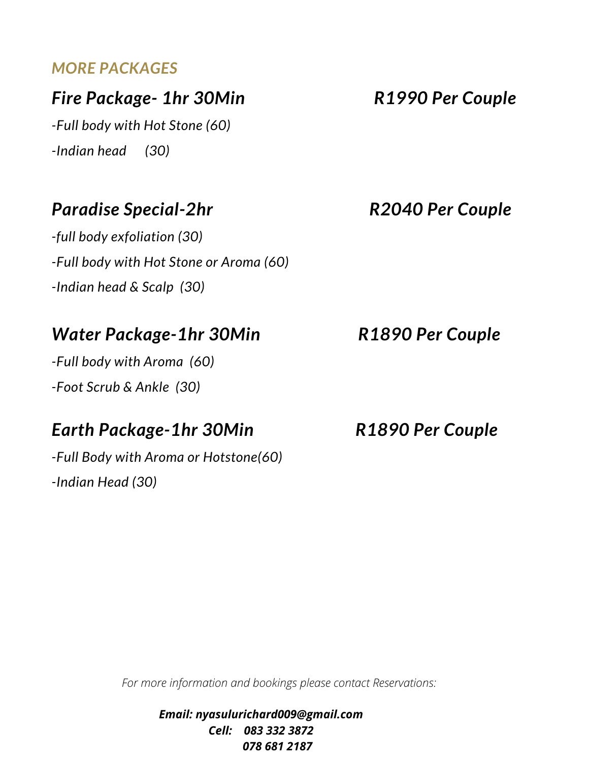## *MORE PACKAGES*

### *Fire Package- 1hr 30Min — R1990 Per Couple*

*-Full body with Hot Stone (60)*

*-Indian head (30)*

### *Paradise Special-2hr — R2040 Per Couple*

*-full body exfoliation (30)*

*-Full body with Hot Stone or Aroma (60)*

*-Indian head & Scalp (30)*

### *Water Package-1hr 30Min — R1890 Per Couple*

*-Full body with Aroma (60)*

*-Foot Scrub & Ankle (30)*

### *Earth Package-1hr 30Min — R1890 Per Couple*

*-Full Body with Aroma or Hotstone(60)*

*-Indian Head (30)*

*For more information and bookings please contact Reservations:*

***Email: nyasulurichard009@gmail.com***
***Cell: 083 332 3872***
***078 681 2187***